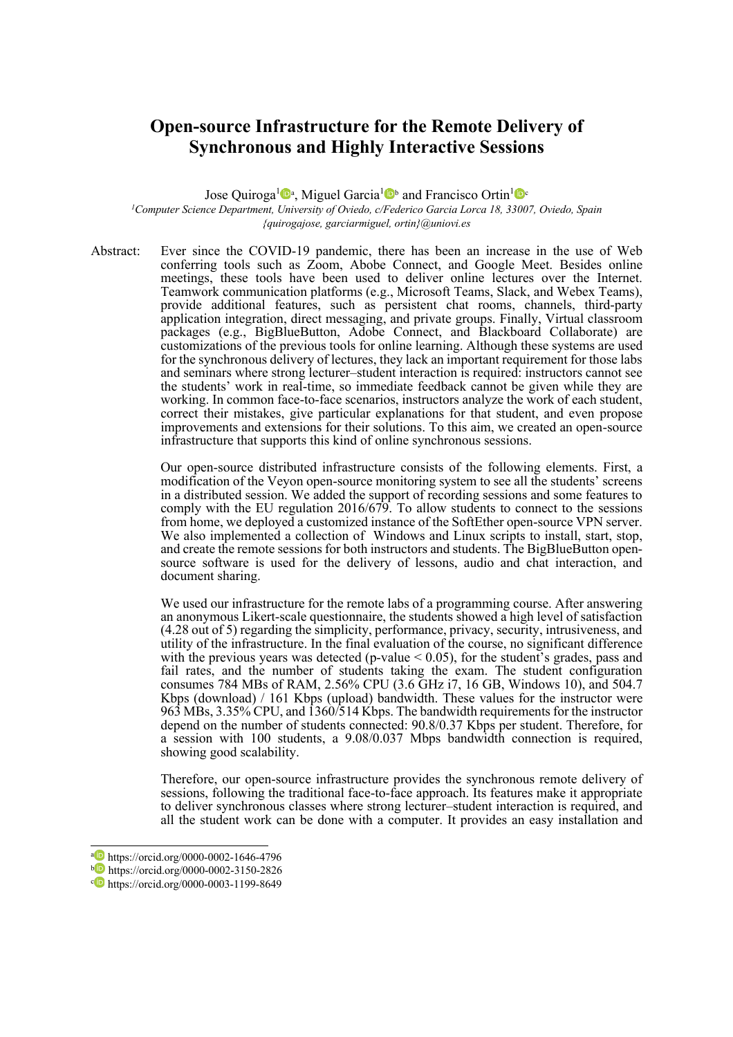# Open-source Infrastructure for the Remote Delivery of Synchronous and Highly Interactive Sessions

Jose Quiroga[1][a], Miguel Garcia[1][b] and Francisco Ortin[1][c]

[1]*Computer Science Department, University of Oviedo, c/Federico Garcia Lorca 18, 33007, Oviedo, Spain*
*{quirogajose, garciarmiguel, ortin}@uniovi.es*

Abstract: Ever since the COVID-19 pandemic, there has been an increase in the use of Web conferring tools such as Zoom, Abobe Connect, and Google Meet. Besides online meetings, these tools have been used to deliver online lectures over the Internet. Teamwork communication platforms (e.g., Microsoft Teams, Slack, and Webex Teams), provide additional features, such as persistent chat rooms, channels, third-party application integration, direct messaging, and private groups. Finally, Virtual classroom packages (e.g., BigBlueButton, Adobe Connect, and Blackboard Collaborate) are customizations of the previous tools for online learning. Although these systems are used for the synchronous delivery of lectures, they lack an important requirement for those labs and seminars where strong lecturer–student interaction is required: instructors cannot see the students' work in real-time, so immediate feedback cannot be given while they are working. In common face-to-face scenarios, instructors analyze the work of each student, correct their mistakes, give particular explanations for that student, and even propose improvements and extensions for their solutions. To this aim, we created an open-source infrastructure that supports this kind of online synchronous sessions.

Our open-source distributed infrastructure consists of the following elements. First, a modification of the Veyon open-source monitoring system to see all the students' screens in a distributed session. We added the support of recording sessions and some features to comply with the EU regulation 2016/679. To allow students to connect to the sessions from home, we deployed a customized instance of the SoftEther open-source VPN server. We also implemented a collection of Windows and Linux scripts to install, start, stop, and create the remote sessions for both instructors and students. The BigBlueButton open-source software is used for the delivery of lessons, audio and chat interaction, and document sharing.

We used our infrastructure for the remote labs of a programming course. After answering an anonymous Likert-scale questionnaire, the students showed a high level of satisfaction (4.28 out of 5) regarding the simplicity, performance, privacy, security, intrusiveness, and utility of the infrastructure. In the final evaluation of the course, no significant difference with the previous years was detected ($p\text{-value} < 0.05$), for the student's grades, pass and fail rates, and the number of students taking the exam. The student configuration consumes 784 MBs of RAM, 2.56% CPU (3.6 GHz i7, 16 GB, Windows 10), and 504.7 Kbps (download) / 161 Kbps (upload) bandwidth. These values for the instructor were 963 MBs, 3.35% CPU, and 1360/514 Kbps. The bandwidth requirements for the instructor depend on the number of students connected: 90.8/0.37 Kbps per student. Therefore, for a session with 100 students, a 9.08/0.037 Mbps bandwidth connection is required, showing good scalability.

Therefore, our open-source infrastructure provides the synchronous remote delivery of sessions, following the traditional face-to-face approach. Its features make it appropriate to deliver synchronous classes where strong lecturer–student interaction is required, and all the student work can be done with a computer. It provides an easy installation and

---

[a] https://orcid.org/0000-0002-1646-4796
[b] https://orcid.org/0000-0002-3150-2826
[c] https://orcid.org/0000-0003-1199-8649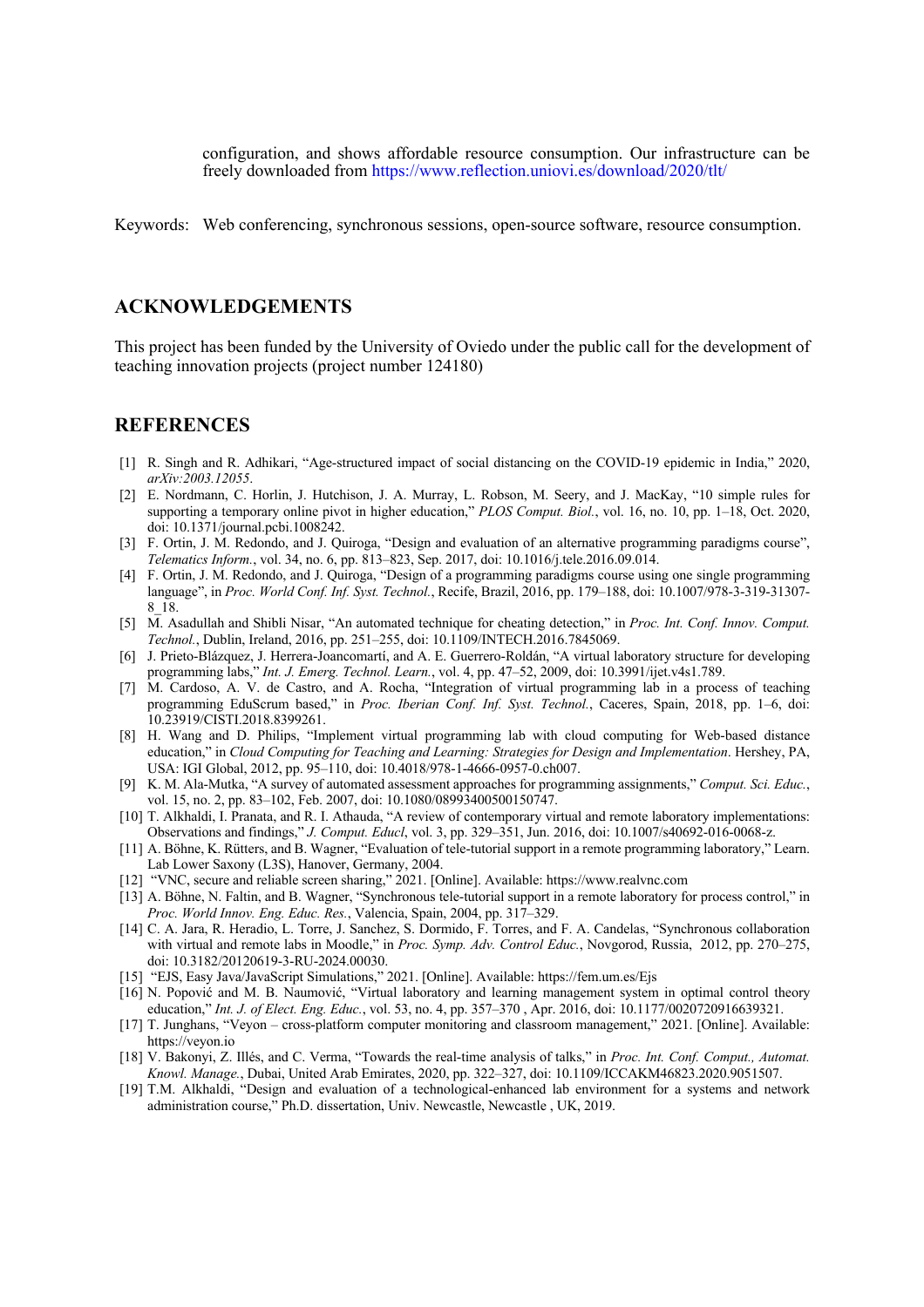configuration, and shows affordable resource consumption. Our infrastructure can be freely downloaded from https://www.reflection.uniovi.es/download/2020/tlt/

Keywords: Web conferencing, synchronous sessions, open-source software, resource consumption.

## ACKNOWLEDGEMENTS

This project has been funded by the University of Oviedo under the public call for the development of teaching innovation projects (project number 124180)

## REFERENCES

[1] R. Singh and R. Adhikari, "Age-structured impact of social distancing on the COVID-19 epidemic in India," 2020, *arXiv:2003.12055*.

[2] E. Nordmann, C. Horlin, J. Hutchison, J. A. Murray, L. Robson, M. Seery, and J. MacKay, "10 simple rules for supporting a temporary online pivot in higher education," *PLOS Comput. Biol.*, vol. 16, no. 10, pp. 1–18, Oct. 2020, doi: 10.1371/journal.pcbi.1008242.

[3] F. Ortin, J. M. Redondo, and J. Quiroga, "Design and evaluation of an alternative programming paradigms course", *Telematics Inform.*, vol. 34, no. 6, pp. 813–823, Sep. 2017, doi: 10.1016/j.tele.2016.09.014.

[4] F. Ortin, J. M. Redondo, and J. Quiroga, "Design of a programming paradigms course using one single programming language", in *Proc. World Conf. Inf. Syst. Technol.*, Recife, Brazil, 2016, pp. 179–188, doi: 10.1007/978-3-319-31307-8_18.

[5] M. Asadullah and Shibli Nisar, "An automated technique for cheating detection," in *Proc. Int. Conf. Innov. Comput. Technol.*, Dublin, Ireland, 2016, pp. 251–255, doi: 10.1109/INTECH.2016.7845069.

[6] J. Prieto-Blázquez, J. Herrera-Joancomartí, and A. E. Guerrero-Roldán, "A virtual laboratory structure for developing programming labs," *Int. J. Emerg. Technol. Learn.*, vol. 4, pp. 47–52, 2009, doi: 10.3991/ijet.v4s1.789.

[7] M. Cardoso, A. V. de Castro, and A. Rocha, "Integration of virtual programming lab in a process of teaching programming EduScrum based," in *Proc. Iberian Conf. Inf. Syst. Technol.*, Caceres, Spain, 2018, pp. 1–6, doi: 10.23919/CISTI.2018.8399261.

[8] H. Wang and D. Philips, "Implement virtual programming lab with cloud computing for Web-based distance education," in *Cloud Computing for Teaching and Learning: Strategies for Design and Implementation*. Hershey, PA, USA: IGI Global, 2012, pp. 95–110, doi: 10.4018/978-1-4666-0957-0.ch007.

[9] K. M. Ala-Mutka, "A survey of automated assessment approaches for programming assignments," *Comput. Sci. Educ.*, vol. 15, no. 2, pp. 83–102, Feb. 2007, doi: 10.1080/08993400500150747.

[10] T. Alkhaldi, I. Pranata, and R. I. Athauda, "A review of contemporary virtual and remote laboratory implementations: Observations and findings," *J. Comput. Educl*, vol. 3, pp. 329–351, Jun. 2016, doi: 10.1007/s40692-016-0068-z.

[11] A. Böhne, K. Rütters, and B. Wagner, "Evaluation of tele-tutorial support in a remote programming laboratory," Learn. Lab Lower Saxony (L3S), Hanover, Germany, 2004.

[12] "VNC, secure and reliable screen sharing," 2021. [Online]. Available: https://www.realvnc.com

[13] A. Böhne, N. Faltin, and B. Wagner, "Synchronous tele-tutorial support in a remote laboratory for process control," in *Proc. World Innov. Eng. Educ. Res.*, Valencia, Spain, 2004, pp. 317–329.

[14] C. A. Jara, R. Heradio, L. Torre, J. Sanchez, S. Dormido, F. Torres, and F. A. Candelas, "Synchronous collaboration with virtual and remote labs in Moodle," in *Proc. Symp. Adv. Control Educ.*, Novgorod, Russia, 2012, pp. 270–275, doi: 10.3182/20120619-3-RU-2024.00030.

[15] "EJS, Easy Java/JavaScript Simulations," 2021. [Online]. Available: https://fem.um.es/Ejs

[16] N. Popović and M. B. Naumović, "Virtual laboratory and learning management system in optimal control theory education," *Int. J. of Elect. Eng. Educ.*, vol. 53, no. 4, pp. 357–370 , Apr. 2016, doi: 10.1177/0020720916639321.

[17] T. Junghans, "Veyon – cross-platform computer monitoring and classroom management," 2021. [Online]. Available: https://veyon.io

[18] V. Bakonyi, Z. Illés, and C. Verma, "Towards the real-time analysis of talks," in *Proc. Int. Conf. Comput., Automat. Knowl. Manage.*, Dubai, United Arab Emirates, 2020, pp. 322–327, doi: 10.1109/ICCAKM46823.2020.9051507.

[19] T.M. Alkhaldi, "Design and evaluation of a technological-enhanced lab environment for a systems and network administration course," Ph.D. dissertation, Univ. Newcastle, Newcastle , UK, 2019.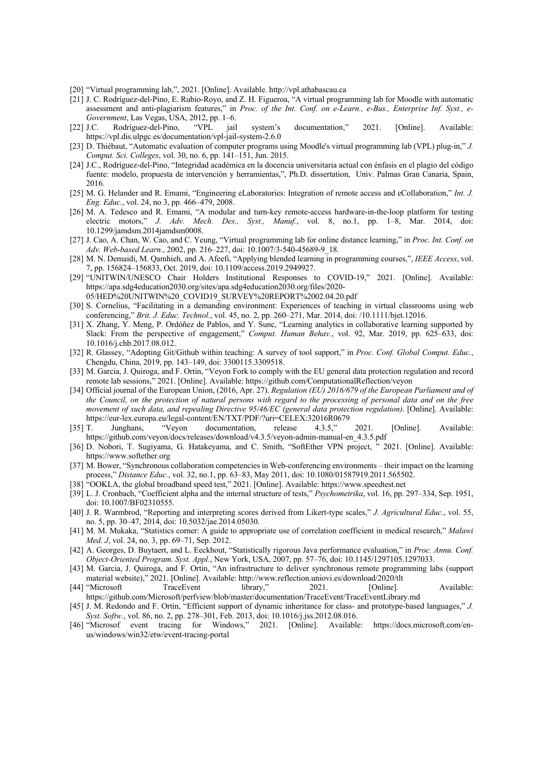[20] "Virtual programming lab,", 2021. [Online]. Available. http://vpl.athabascau.ca

[21] J. C. Rodríguez-del-Pino, E. Rubio-Royo, and Z. H. Figueroa, "A virtual programming lab for Moodle with automatic assessment and anti-plagiarism features," in *Proc. of the Int. Conf. on e-Learn., e-Bus., Enterprise Inf. Syst., e-Government*, Las Vegas, USA, 2012, pp. 1–6.

[22] J.C. Rodríguez-del-Pino, "VPL jail system's documentation," 2021. [Online]. Available: https://vpl.dis.ulpgc.es/documentation/vpl-jail-system-2.6.0

[23] D. Thiébaut, "Automatic evaluation of computer programs using Moodle's virtual programming lab (VPL) plug-in," *J. Comput. Sci. Colleges*, vol. 30, no. 6, pp. 141–151, Jun. 2015.

[24] J.C., Rodríguez-del-Pino, "Integridad académica en la docencia universitaria actual con énfasis en el plagio del código fuente: modelo, propuesta de intervención y herramientas,", Ph.D. dissertation, Univ. Palmas Gran Canaria, Spain, 2016.

[25] M. G. Helander and R. Emami, "Engineering eLaboratories: Integration of remote access and eCollaboration," *Int. J. Eng. Educ.*, vol. 24, no 3, pp. 466–479, 2008.

[26] M. A. Tedesco and R. Emami, "A modular and turn-key remote-access hardware-in-the-loop platform for testing electric motors," *J. Adv. Mech. Des., Syst., Manuf.*, vol. 8, no.1, pp. 1–8, Mar. 2014, doi: 10.1299/jamdsm.2014jamdsm0008.

[27] J. Cao, A. Chan, W. Cao, and C. Yeung, "Virtual programming lab for online distance learning," in *Proc. Int. Conf. on Adv. Web-based Learn.*, 2002, pp. 216–227, doi: 10.1007/3-540-45689-9_18.

[28] M. N. Demaidi, M. Qamhieh, and A. Afeefi, "Applying blended learning in programming courses,", *IEEE Access*, vol. 7, pp. 156824–156833, Oct. 2019, doi: 10.1109/access.2019.2949927.

[29] "UNITWIN/UNESCO Chair Holders Institutional Responses to COVID-19," 2021. [Online]. Available: https://apa.sdg4education2030.org/sites/apa.sdg4education2030.org/files/2020-05/HED%20UNITWIN%20_COVID19_SURVEY%20REPORT%2002.04.20.pdf

[30] S. Cornelius, "Facilitating in a demanding environment: Experiences of teaching in virtual classrooms using web conferencing," *Brit. J. Educ. Technol.*, vol. 45, no. 2, pp. 260–271, Mar. 2014, doi: /10.1111/bjet.12016.

[31] X. Zhang, Y. Meng, P. Ordóñez de Pablos, and Y. Sunc, "Learning analytics in collaborative learning supported by Slack: From the perspective of engagement," *Comput. Human Behav.*, vol. 92, Mar. 2019, pp. 625–633, doi: 10.1016/j.chb.2017.08.012.

[32] R. Glassey, "Adopting Git/Github within teaching: A survey of tool support," in *Proc. Conf. Global Comput. Educ.*, Chengdu, China, 2019, pp. 143–149, doi: 3300115.3309518.

[33] M. Garcia, J. Quiroga, and F. Ortin, "Veyon Fork to comply with the EU general data protection regulation and record remote lab sessions," 2021. [Online]. Available: https://github.com/ComputationalReflection/veyon

[34] Official journal of the European Union, (2016, Apr. 27). *Regulation (EU) 2016/679 of the European Parliament and of the Council, on the protection of natural persons with regard to the processing of personal data and on the free movement of such data, and repealing Directive 95/46/EC (general data protection regulation)*. [Online]. Available: https://eur-lex.europa.eu/legal-content/EN/TXT/PDF/?uri=CELEX:32016R0679

[35] T. Junghans, "Veyon documentation, release 4.3.5," 2021. [Online]. Available: https://github.com/veyon/docs/releases/download/v4.3.5/veyon-admin-manual-en_4.3.5.pdf

[36] D. Nobori, T. Sugiyama, G. Hatakeyama, and C. Smith, "SoftEther VPN project, " 2021. [Online]. Available: https://www.softether.org

[37] M. Bower, "Synchronous collaboration competencies in Web-conferencing environments – their impact on the learning process," *Distance Educ.*, vol. 32, no.1, pp. 63–83, May 2011, doi: 10.1080/01587919.2011.565502.

[38] "OOKLA, the global broadband speed test," 2021. [Online]. Available: https://www.speedtest.net

[39] L. J. Cronbach, "Coefficient alpha and the internal structure of tests," *Psychometrika*, vol. 16, pp. 297–334, Sep. 1951, doi: 10.1007/BF02310555.

[40] J. R. Warmbrod, "Reporting and interpreting scores derived from Likert-type scales," *J. Agricultural Educ.*, vol. 55, no. 5, pp. 30–47, 2014, doi: 10.5032/jae.2014.05030.

[41] M. M. Mukaka, "Statistics corner: A guide to appropriate use of correlation coefficient in medical research," *Malawi Med. J*, vol. 24, no. 3, pp. 69–71, Sep. 2012.

[42] A. Georges, D. Buytaert, and L. Eeckhout, "Statistically rigorous Java performance evaluation," in *Proc. Annu. Conf. Object-Oriented Program. Syst. Appl.*, New York, USA, 2007, pp. 57–76, doi: 10.1145/1297105.1297033.

[43] M. Garcia, J. Quiroga, and F. Ortin, "An infrastructure to deliver synchronous remote programming labs (support material website)," 2021. [Online]. Available: http://www.reflection.uniovi.es/download/2020/tlt

[44] "Microsoft TraceEvent library," 2021. [Online]. Available: https://github.com/Microsoft/perfview/blob/master/documentation/TraceEvent/TraceEventLibrary.md

[45] J. M. Redondo and F. Ortin, "Efficient support of dynamic inheritance for class- and prototype-based languages," *J. Syst. Softw.*, vol. 86, no. 2, pp. 278–301, Feb. 2013, doi: 10.1016/j.jss.2012.08.016.

[46] "Microsof event tracing for Windows," 2021. [Online]. Available: https://docs.microsoft.com/en-us/windows/win32/etw/event-tracing-portal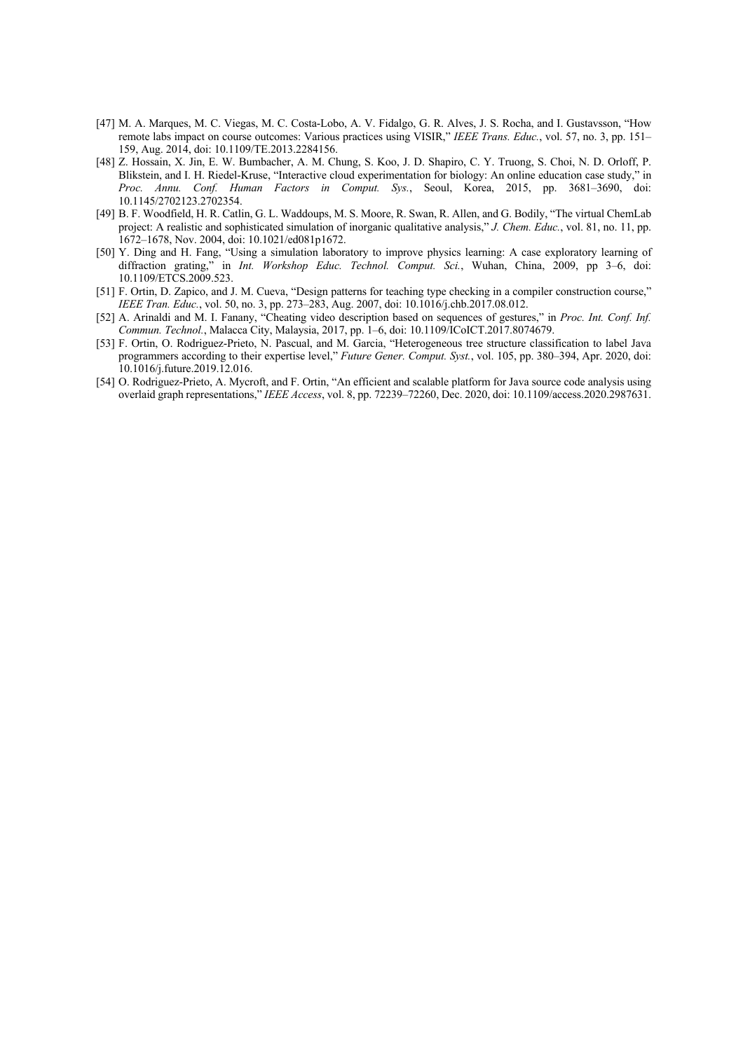[47] M. A. Marques, M. C. Viegas, M. C. Costa-Lobo, A. V. Fidalgo, G. R. Alves, J. S. Rocha, and I. Gustavsson, "How remote labs impact on course outcomes: Various practices using VISIR," *IEEE Trans. Educ.*, vol. 57, no. 3, pp. 151–159, Aug. 2014, doi: 10.1109/TE.2013.2284156.

[48] Z. Hossain, X. Jin, E. W. Bumbacher, A. M. Chung, S. Koo, J. D. Shapiro, C. Y. Truong, S. Choi, N. D. Orloff, P. Blikstein, and I. H. Riedel-Kruse, "Interactive cloud experimentation for biology: An online education case study," in *Proc. Annu. Conf. Human Factors in Comput. Sys.*, Seoul, Korea, 2015, pp. 3681–3690, doi: 10.1145/2702123.2702354.

[49] B. F. Woodfield, H. R. Catlin, G. L. Waddoups, M. S. Moore, R. Swan, R. Allen, and G. Bodily, "The virtual ChemLab project: A realistic and sophisticated simulation of inorganic qualitative analysis," *J. Chem. Educ.*, vol. 81, no. 11, pp. 1672–1678, Nov. 2004, doi: 10.1021/ed081p1672.

[50] Y. Ding and H. Fang, "Using a simulation laboratory to improve physics learning: A case exploratory learning of diffraction grating," in *Int. Workshop Educ. Technol. Comput. Sci.*, Wuhan, China, 2009, pp 3–6, doi: 10.1109/ETCS.2009.523.

[51] F. Ortin, D. Zapico, and J. M. Cueva, "Design patterns for teaching type checking in a compiler construction course," *IEEE Tran. Educ.*, vol. 50, no. 3, pp. 273–283, Aug. 2007, doi: 10.1016/j.chb.2017.08.012.

[52] A. Arinaldi and M. I. Fanany, "Cheating video description based on sequences of gestures," in *Proc. Int. Conf. Inf. Commun. Technol.*, Malacca City, Malaysia, 2017, pp. 1–6, doi: 10.1109/ICoICT.2017.8074679.

[53] F. Ortin, O. Rodriguez-Prieto, N. Pascual, and M. Garcia, "Heterogeneous tree structure classification to label Java programmers according to their expertise level," *Future Gener. Comput. Syst.*, vol. 105, pp. 380–394, Apr. 2020, doi: 10.1016/j.future.2019.12.016.

[54] O. Rodriguez-Prieto, A. Mycroft, and F. Ortin, "An efficient and scalable platform for Java source code analysis using overlaid graph representations," *IEEE Access*, vol. 8, pp. 72239–72260, Dec. 2020, doi: 10.1109/access.2020.2987631.